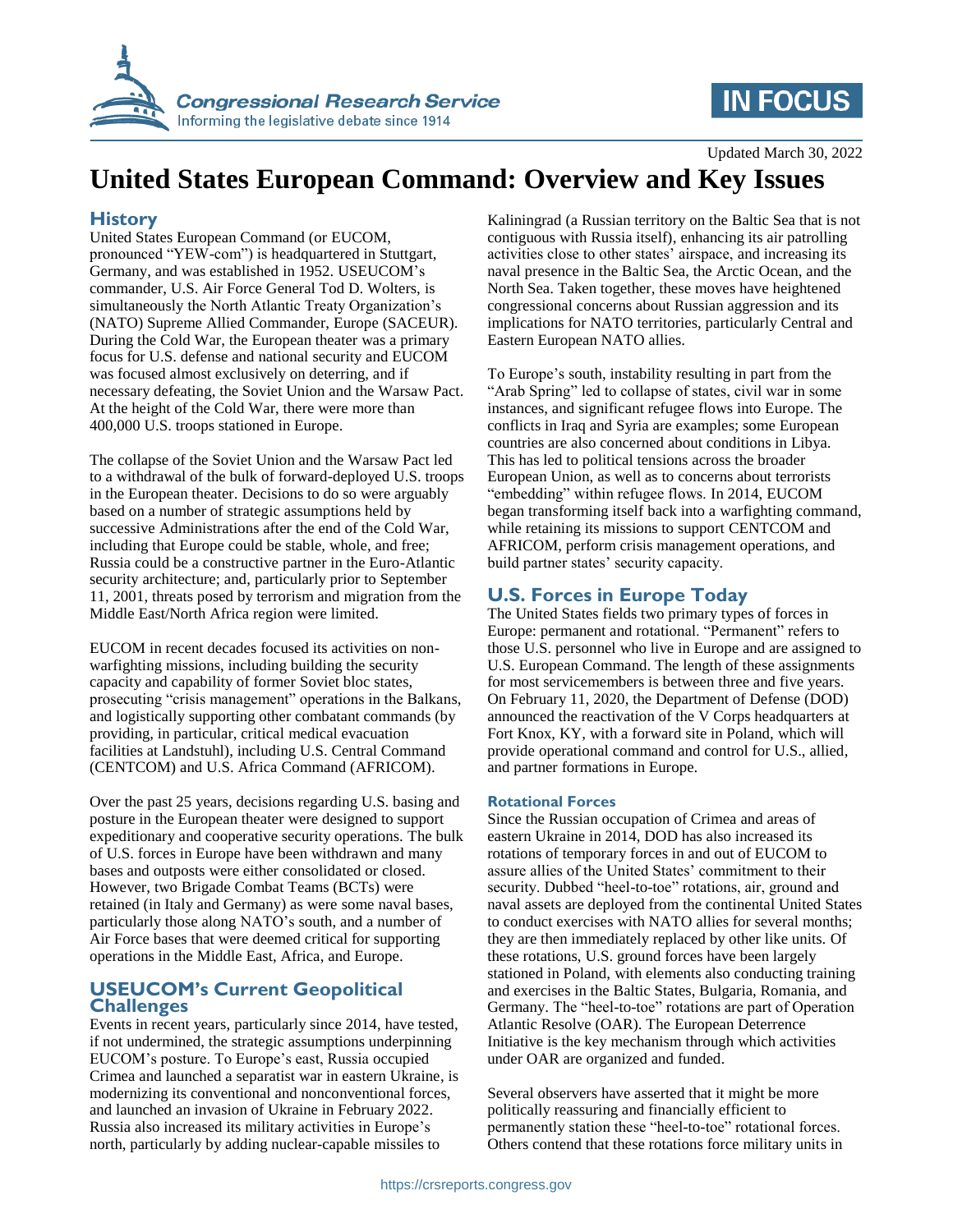# United States European Command: Overview and Key Issues

Updated March 30, 2022

## History

United States European Command (or EUCOM, pronounced "YEW-com") is headquartered in Stuttgart, Germany, and was established in 1952. USEUCOM's commander, U.S. Air Force General Tod D. Wolters, is simultaneously the North Atlantic Treaty Organization's (NATO) Supreme Allied Commander, Europe (SACEUR). During the Cold War, the European theater was a primary focus for U.S. defense and national security and EUCOM was focused almost exclusively on deterring, and if necessary defeating, the Soviet Union and the Warsaw Pact. At the height of the Cold War, there were more than 400,000 U.S. troops stationed in Europe.

The collapse of the Soviet Union and the Warsaw Pact led to a withdrawal of the bulk of forward-deployed U.S. troops in the European theater. Decisions to do so were arguably based on a number of strategic assumptions held by successive Administrations after the end of the Cold War, including that Europe could be stable, whole, and free; Russia could be a constructive partner in the Euro-Atlantic security architecture; and, particularly prior to September 11, 2001, threats posed by terrorism and migration from the Middle East/North Africa region were limited.

EUCOM in recent decades focused its activities on non-warfighting missions, including building the security capacity and capability of former Soviet bloc states, prosecuting "crisis management" operations in the Balkans, and logistically supporting other combatant commands (by providing, in particular, critical medical evacuation facilities at Landstuhl), including U.S. Central Command (CENTCOM) and U.S. Africa Command (AFRICOM).

Over the past 25 years, decisions regarding U.S. basing and posture in the European theater were designed to support expeditionary and cooperative security operations. The bulk of U.S. forces in Europe have been withdrawn and many bases and outposts were either consolidated or closed. However, two Brigade Combat Teams (BCTs) were retained (in Italy and Germany) as were some naval bases, particularly those along NATO's south, and a number of Air Force bases that were deemed critical for supporting operations in the Middle East, Africa, and Europe.

## USEUCOM's Current Geopolitical Challenges

Events in recent years, particularly since 2014, have tested, if not undermined, the strategic assumptions underpinning EUCOM's posture. To Europe's east, Russia occupied Crimea and launched a separatist war in eastern Ukraine, is modernizing its conventional and nonconventional forces, and launched an invasion of Ukraine in February 2022. Russia also increased its military activities in Europe's north, particularly by adding nuclear-capable missiles to Kaliningrad (a Russian territory on the Baltic Sea that is not contiguous with Russia itself), enhancing its air patrolling activities close to other states' airspace, and increasing its naval presence in the Baltic Sea, the Arctic Ocean, and the North Sea. Taken together, these moves have heightened congressional concerns about Russian aggression and its implications for NATO territories, particularly Central and Eastern European NATO allies.

To Europe's south, instability resulting in part from the "Arab Spring" led to collapse of states, civil war in some instances, and significant refugee flows into Europe. The conflicts in Iraq and Syria are examples; some European countries are also concerned about conditions in Libya. This has led to political tensions across the broader European Union, as well as to concerns about terrorists "embedding" within refugee flows. In 2014, EUCOM began transforming itself back into a warfighting command, while retaining its missions to support CENTCOM and AFRICOM, perform crisis management operations, and build partner states' security capacity.

## U.S. Forces in Europe Today

The United States fields two primary types of forces in Europe: permanent and rotational. "Permanent" refers to those U.S. personnel who live in Europe and are assigned to U.S. European Command. The length of these assignments for most servicemembers is between three and five years. On February 11, 2020, the Department of Defense (DOD) announced the reactivation of the V Corps headquarters at Fort Knox, KY, with a forward site in Poland, which will provide operational command and control for U.S., allied, and partner formations in Europe.

### Rotational Forces

Since the Russian occupation of Crimea and areas of eastern Ukraine in 2014, DOD has also increased its rotations of temporary forces in and out of EUCOM to assure allies of the United States' commitment to their security. Dubbed "heel-to-toe" rotations, air, ground and naval assets are deployed from the continental United States to conduct exercises with NATO allies for several months; they are then immediately replaced by other like units. Of these rotations, U.S. ground forces have been largely stationed in Poland, with elements also conducting training and exercises in the Baltic States, Bulgaria, Romania, and Germany. The "heel-to-toe" rotations are part of Operation Atlantic Resolve (OAR). The European Deterrence Initiative is the key mechanism through which activities under OAR are organized and funded.

Several observers have asserted that it might be more politically reassuring and financially efficient to permanently station these "heel-to-toe" rotational forces. Others contend that these rotations force military units in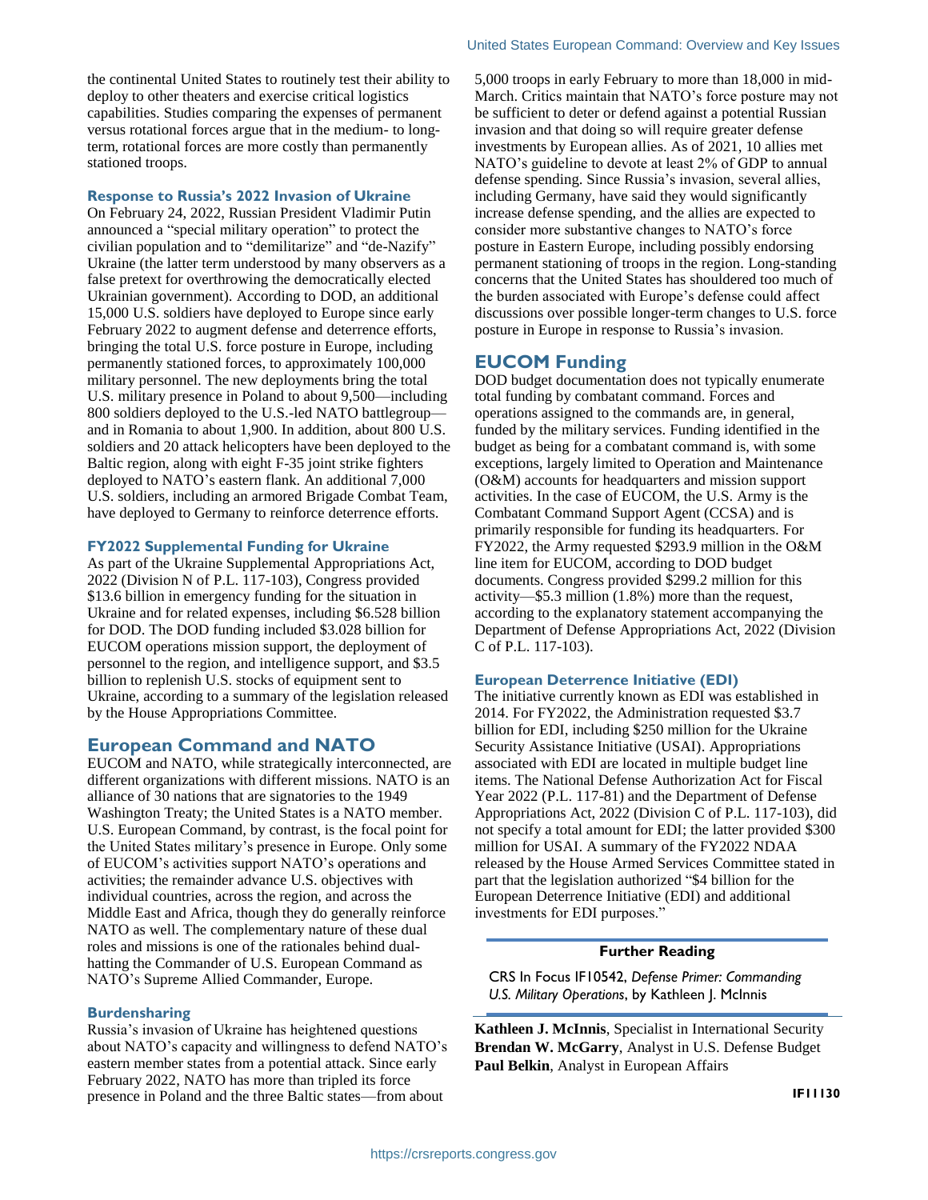the continental United States to routinely test their ability to deploy to other theaters and exercise critical logistics capabilities. Studies comparing the expenses of permanent versus rotational forces argue that in the medium- to long-term, rotational forces are more costly than permanently stationed troops.

### Response to Russia's 2022 Invasion of Ukraine

On February 24, 2022, Russian President Vladimir Putin announced a "special military operation" to protect the civilian population and to "demilitarize" and "de-Nazify" Ukraine (the latter term understood by many observers as a false pretext for overthrowing the democratically elected Ukrainian government). According to DOD, an additional 15,000 U.S. soldiers have deployed to Europe since early February 2022 to augment defense and deterrence efforts, bringing the total U.S. force posture in Europe, including permanently stationed forces, to approximately 100,000 military personnel. The new deployments bring the total U.S. military presence in Poland to about 9,500—including 800 soldiers deployed to the U.S.-led NATO battlegroup—and in Romania to about 1,900. In addition, about 800 U.S. soldiers and 20 attack helicopters have been deployed to the Baltic region, along with eight F-35 joint strike fighters deployed to NATO's eastern flank. An additional 7,000 U.S. soldiers, including an armored Brigade Combat Team, have deployed to Germany to reinforce deterrence efforts.

### FY2022 Supplemental Funding for Ukraine

As part of the Ukraine Supplemental Appropriations Act, 2022 (Division N of P.L. 117-103), Congress provided $13.6 billion in emergency funding for the situation in Ukraine and for related expenses, including $6.528 billion for DOD. The DOD funding included $3.028 billion for EUCOM operations mission support, the deployment of personnel to the region, and intelligence support, and $3.5 billion to replenish U.S. stocks of equipment sent to Ukraine, according to a summary of the legislation released by the House Appropriations Committee.

## European Command and NATO

EUCOM and NATO, while strategically interconnected, are different organizations with different missions. NATO is an alliance of 30 nations that are signatories to the 1949 Washington Treaty; the United States is a NATO member. U.S. European Command, by contrast, is the focal point for the United States military's presence in Europe. Only some of EUCOM's activities support NATO's operations and activities; the remainder advance U.S. objectives with individual countries, across the region, and across the Middle East and Africa, though they do generally reinforce NATO as well. The complementary nature of these dual roles and missions is one of the rationales behind dual-hatting the Commander of U.S. European Command as NATO's Supreme Allied Commander, Europe.

### Burdensharing

Russia's invasion of Ukraine has heightened questions about NATO's capacity and willingness to defend NATO's eastern member states from a potential attack. Since early February 2022, NATO has more than tripled its force presence in Poland and the three Baltic states—from about 5,000 troops in early February to more than 18,000 in mid-March. Critics maintain that NATO's force posture may not be sufficient to deter or defend against a potential Russian invasion and that doing so will require greater defense investments by European allies. As of 2021, 10 allies met NATO's guideline to devote at least 2% of GDP to annual defense spending. Since Russia's invasion, several allies, including Germany, have said they would significantly increase defense spending, and the allies are expected to consider more substantive changes to NATO's force posture in Eastern Europe, including possibly endorsing permanent stationing of troops in the region. Long-standing concerns that the United States has shouldered too much of the burden associated with Europe's defense could affect discussions over possible longer-term changes to U.S. force posture in Europe in response to Russia's invasion.

## EUCOM Funding

DOD budget documentation does not typically enumerate total funding by combatant command. Forces and operations assigned to the commands are, in general, funded by the military services. Funding identified in the budget as being for a combatant command is, with some exceptions, largely limited to Operation and Maintenance (O&M) accounts for headquarters and mission support activities. In the case of EUCOM, the U.S. Army is the Combatant Command Support Agent (CCSA) and is primarily responsible for funding its headquarters. For FY2022, the Army requested $293.9 million in the O&M line item for EUCOM, according to DOD budget documents. Congress provided $299.2 million for this activity—$5.3 million (1.8%) more than the request, according to the explanatory statement accompanying the Department of Defense Appropriations Act, 2022 (Division C of P.L. 117-103).

### European Deterrence Initiative (EDI)

The initiative currently known as EDI was established in 2014. For FY2022, the Administration requested $3.7 billion for EDI, including $250 million for the Ukraine Security Assistance Initiative (USAI). Appropriations associated with EDI are located in multiple budget line items. The National Defense Authorization Act for Fiscal Year 2022 (P.L. 117-81) and the Department of Defense Appropriations Act, 2022 (Division C of P.L. 117-103), did not specify a total amount for EDI; the latter provided $300 million for USAI. A summary of the FY2022 NDAA released by the House Armed Services Committee stated in part that the legislation authorized "$4 billion for the European Deterrence Initiative (EDI) and additional investments for EDI purposes."

**Further Reading**

CRS In Focus IF10542, *Defense Primer: Commanding U.S. Military Operations*, by Kathleen J. McInnis

**Kathleen J. McInnis**, Specialist in International Security
**Brendan W. McGarry**, Analyst in U.S. Defense Budget
**Paul Belkin**, Analyst in European Affairs

IF11130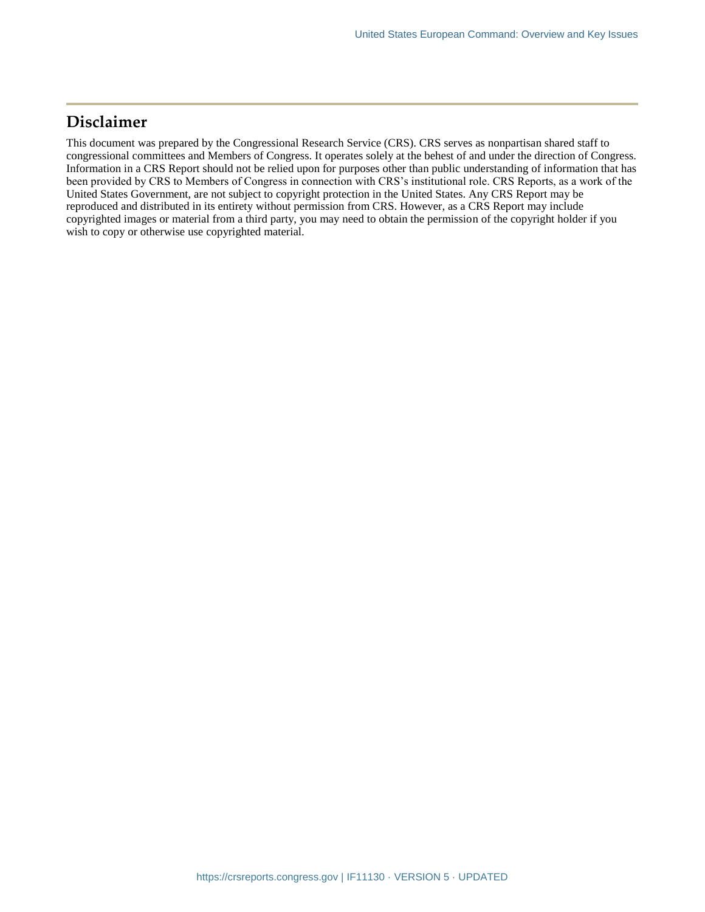## Disclaimer

This document was prepared by the Congressional Research Service (CRS). CRS serves as nonpartisan shared staff to congressional committees and Members of Congress. It operates solely at the behest of and under the direction of Congress. Information in a CRS Report should not be relied upon for purposes other than public understanding of information that has been provided by CRS to Members of Congress in connection with CRS's institutional role. CRS Reports, as a work of the United States Government, are not subject to copyright protection in the United States. Any CRS Report may be reproduced and distributed in its entirety without permission from CRS. However, as a CRS Report may include copyrighted images or material from a third party, you may need to obtain the permission of the copyright holder if you wish to copy or otherwise use copyrighted material.